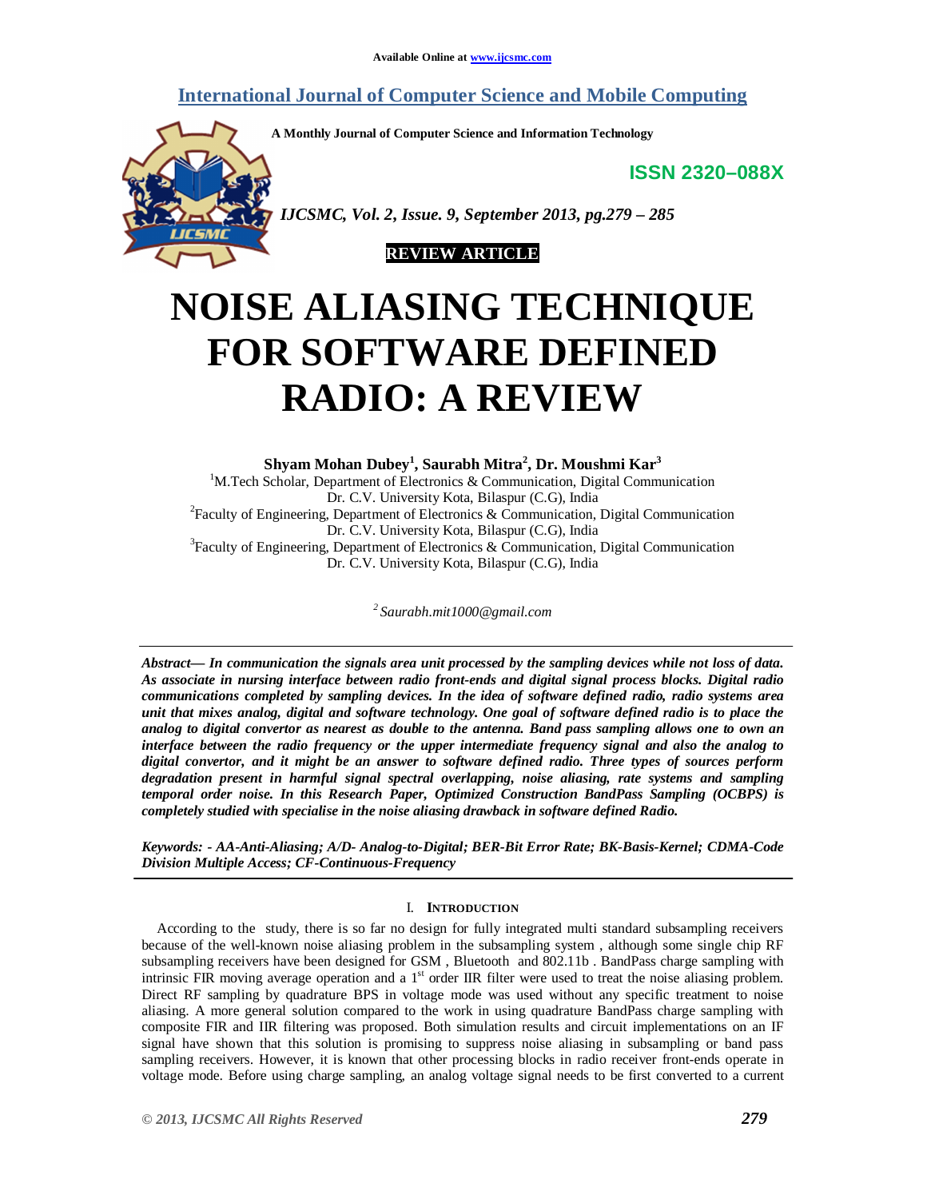Available Online at www.ijcsmc.com

# International Journal of Computer Science and Mobile Computing

A Monthly Journal of Computer Science and Information Technology

**ISSN 2320–088X**

*IJCSMC, Vol. 2, Issue. 9, September 2013, pg.279 – 285*

**REVIEW ARTICLE**

# NOISE ALIASING TECHNIQUE FOR SOFTWARE DEFINED RADIO: A REVIEW

**Shyam Mohan Dubey[1], Saurabh Mitra[2], Dr. Moushmi Kar[3]**

[1]M.Tech Scholar, Department of Electronics & Communication, Digital Communication
Dr. C.V. University Kota, Bilaspur (C.G), India

[2]Faculty of Engineering, Department of Electronics & Communication, Digital Communication
Dr. C.V. University Kota, Bilaspur (C.G), India

[3]Faculty of Engineering, Department of Electronics & Communication, Digital Communication
Dr. C.V. University Kota, Bilaspur (C.G), India

[2] *Saurabh.mit1000@gmail.com*

***Abstract— In communication the signals area unit processed by the sampling devices while not loss of data. As associate in nursing interface between radio front-ends and digital signal process blocks. Digital radio communications completed by sampling devices. In the idea of software defined radio, radio systems area unit that mixes analog, digital and software technology. One goal of software defined radio is to place the analog to digital convertor as nearest as double to the antenna. Band pass sampling allows one to own an interface between the radio frequency or the upper intermediate frequency signal and also the analog to digital convertor, and it might be an answer to software defined radio. Three types of sources perform degradation present in harmful signal spectral overlapping, noise aliasing, rate systems and sampling temporal order noise. In this Research Paper, Optimized Construction BandPass Sampling (OCBPS) is completely studied with specialise in the noise aliasing drawback in software defined Radio.***

***Keywords: - AA-Anti-Aliasing; A/D- Analog-to-Digital; BER-Bit Error Rate; BK-Basis-Kernel; CDMA-Code Division Multiple Access; CF-Continuous-Frequency***

## I. INTRODUCTION

According to the study, there is so far no design for fully integrated multi standard subsampling receivers because of the well-known noise aliasing problem in the subsampling system , although some single chip RF subsampling receivers have been designed for GSM , Bluetooth and 802.11b . BandPass charge sampling with intrinsic FIR moving average operation and a 1st order IIR filter were used to treat the noise aliasing problem. Direct RF sampling by quadrature BPS in voltage mode was used without any specific treatment to noise aliasing. A more general solution compared to the work in using quadrature BandPass charge sampling with composite FIR and IIR filtering was proposed. Both simulation results and circuit implementations on an IF signal have shown that this solution is promising to suppress noise aliasing in subsampling or band pass sampling receivers. However, it is known that other processing blocks in radio receiver front-ends operate in voltage mode. Before using charge sampling, an analog voltage signal needs to be first converted to a current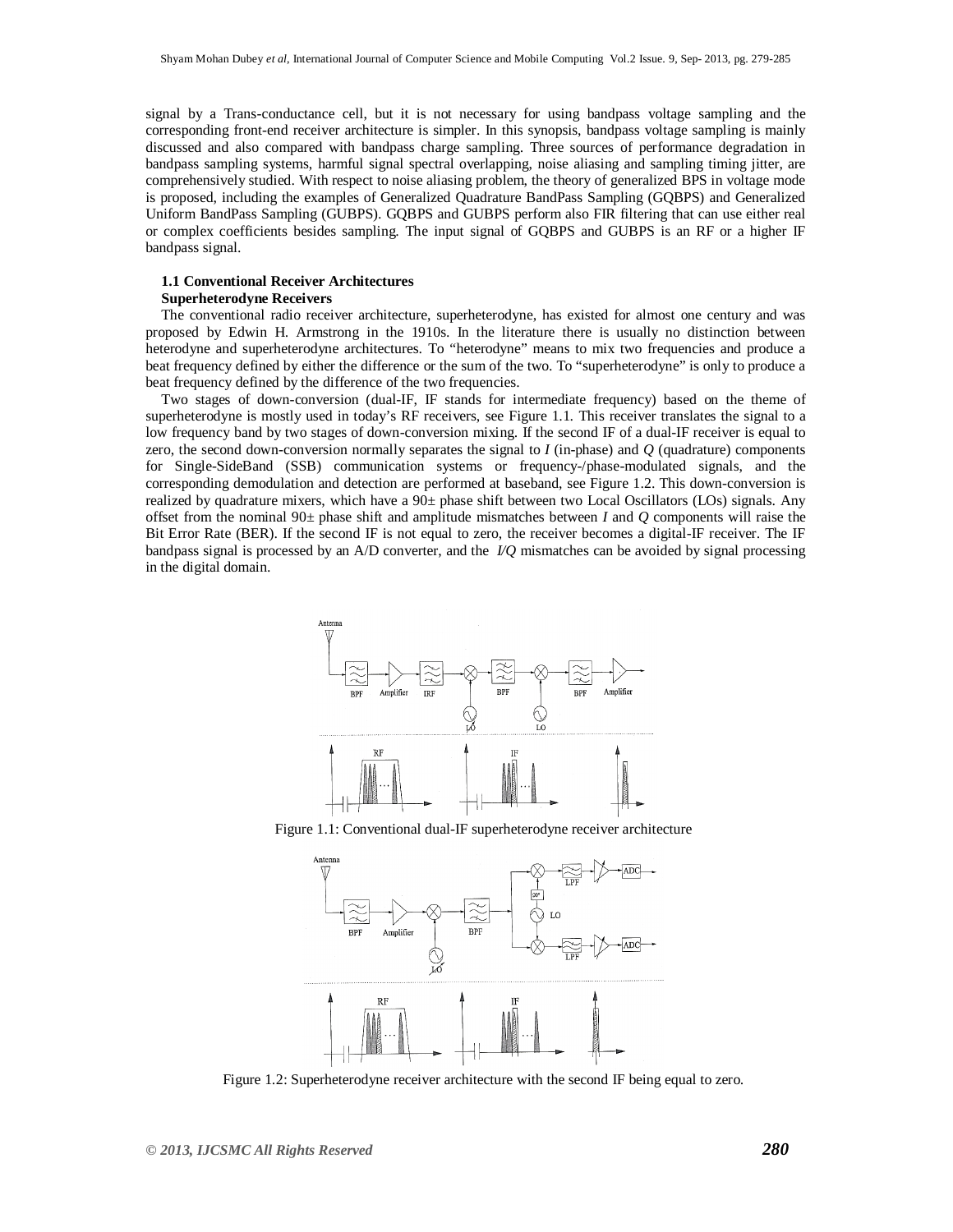signal by a Trans-conductance cell, but it is not necessary for using bandpass voltage sampling and the corresponding front-end receiver architecture is simpler. In this synopsis, bandpass voltage sampling is mainly discussed and also compared with bandpass charge sampling. Three sources of performance degradation in bandpass sampling systems, harmful signal spectral overlapping, noise aliasing and sampling timing jitter, are comprehensively studied. With respect to noise aliasing problem, the theory of generalized BPS in voltage mode is proposed, including the examples of Generalized Quadrature BandPass Sampling (GQBPS) and Generalized Uniform BandPass Sampling (GUBPS). GQBPS and GUBPS perform also FIR filtering that can use either real or complex coefficients besides sampling. The input signal of GQBPS and GUBPS is an RF or a higher IF bandpass signal.

### 1.1 Conventional Receiver Architectures

**Superheterodyne Receivers**

The conventional radio receiver architecture, superheterodyne, has existed for almost one century and was proposed by Edwin H. Armstrong in the 1910s. In the literature there is usually no distinction between heterodyne and superheterodyne architectures. To "heterodyne" means to mix two frequencies and produce a beat frequency defined by either the difference or the sum of the two. To "superheterodyne" is only to produce a beat frequency defined by the difference of the two frequencies.

Two stages of down-conversion (dual-IF, IF stands for intermediate frequency) based on the theme of superheterodyne is mostly used in today's RF receivers, see Figure 1.1. This receiver translates the signal to a low frequency band by two stages of down-conversion mixing. If the second IF of a dual-IF receiver is equal to zero, the second down-conversion normally separates the signal to *I* (in-phase) and *Q* (quadrature) components for Single-SideBand (SSB) communication systems or frequency-/phase-modulated signals, and the corresponding demodulation and detection are performed at baseband, see Figure 1.2. This down-conversion is realized by quadrature mixers, which have a 90± phase shift between two Local Oscillators (LOs) signals. Any offset from the nominal 90± phase shift and amplitude mismatches between *I* and *Q* components will raise the Bit Error Rate (BER). If the second IF is not equal to zero, the receiver becomes a digital-IF receiver. The IF bandpass signal is processed by an A/D converter, and the *I/Q* mismatches can be avoided by signal processing in the digital domain.

Figure 1.1: Conventional dual-IF superheterodyne receiver architecture

Figure 1.2: Superheterodyne receiver architecture with the second IF being equal to zero.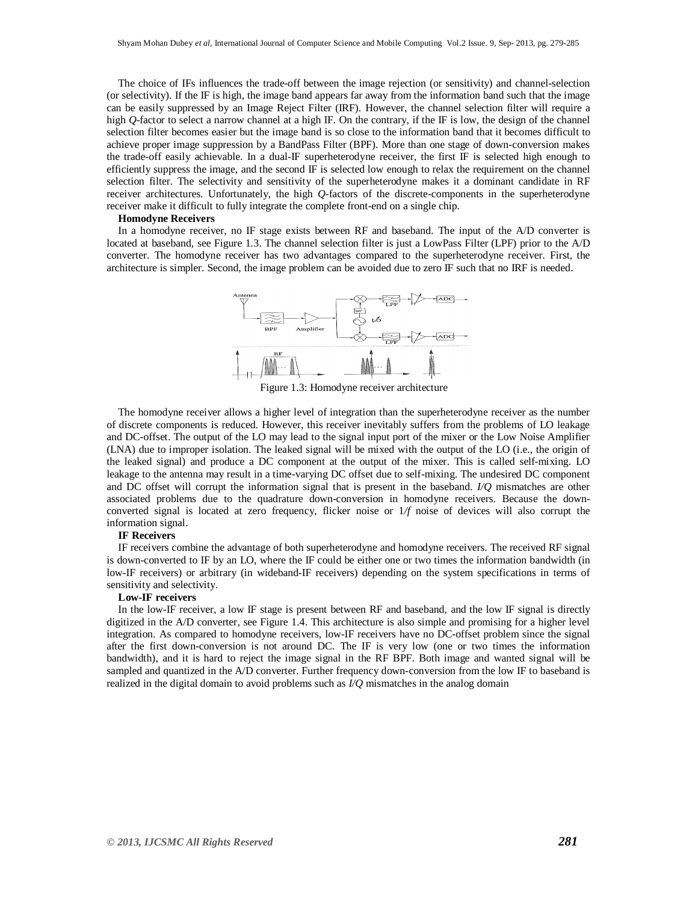The choice of IFs influences the trade-off between the image rejection (or sensitivity) and channel-selection (or selectivity). If the IF is high, the image band appears far away from the information band such that the image can be easily suppressed by an Image Reject Filter (IRF). However, the channel selection filter will require a high *Q*-factor to select a narrow channel at a high IF. On the contrary, if the IF is low, the design of the channel selection filter becomes easier but the image band is so close to the information band that it becomes difficult to achieve proper image suppression by a BandPass Filter (BPF). More than one stage of down-conversion makes the trade-off easily achievable. In a dual-IF superheterodyne receiver, the first IF is selected high enough to efficiently suppress the image, and the second IF is selected low enough to relax the requirement on the channel selection filter. The selectivity and sensitivity of the superheterodyne makes it a dominant candidate in RF receiver architectures. Unfortunately, the high *Q*-factors of the discrete-components in the superheterodyne receiver make it difficult to fully integrate the complete front-end on a single chip.

**Homodyne Receivers**

In a homodyne receiver, no IF stage exists between RF and baseband. The input of the A/D converter is located at baseband, see Figure 1.3. The channel selection filter is just a LowPass Filter (LPF) prior to the A/D converter. The homodyne receiver has two advantages compared to the superheterodyne receiver. First, the architecture is simpler. Second, the image problem can be avoided due to zero IF such that no IRF is needed.

Figure 1.3: Homodyne receiver architecture

The homodyne receiver allows a higher level of integration than the superheterodyne receiver as the number of discrete components is reduced. However, this receiver inevitably suffers from the problems of LO leakage and DC-offset. The output of the LO may lead to the signal input port of the mixer or the Low Noise Amplifier (LNA) due to improper isolation. The leaked signal will be mixed with the output of the LO (i.e., the origin of the leaked signal) and produce a DC component at the output of the mixer. This is called self-mixing. LO leakage to the antenna may result in a time-varying DC offset due to self-mixing. The undesired DC component and DC offset will corrupt the information signal that is present in the baseband. *I/Q* mismatches are other associated problems due to the quadrature down-conversion in homodyne receivers. Because the down-converted signal is located at zero frequency, flicker noise or $1/f$ noise of devices will also corrupt the information signal.

**IF Receivers**

IF receivers combine the advantage of both superheterodyne and homodyne receivers. The received RF signal is down-converted to IF by an LO, where the IF could be either one or two times the information bandwidth (in low-IF receivers) or arbitrary (in wideband-IF receivers) depending on the system specifications in terms of sensitivity and selectivity.

**Low-IF receivers**

In the low-IF receiver, a low IF stage is present between RF and baseband, and the low IF signal is directly digitized in the A/D converter, see Figure 1.4. This architecture is also simple and promising for a higher level integration. As compared to homodyne receivers, low-IF receivers have no DC-offset problem since the signal after the first down-conversion is not around DC. The IF is very low (one or two times the information bandwidth), and it is hard to reject the image signal in the RF BPF. Both image and wanted signal will be sampled and quantized in the A/D converter. Further frequency down-conversion from the low IF to baseband is realized in the digital domain to avoid problems such as *I/Q* mismatches in the analog domain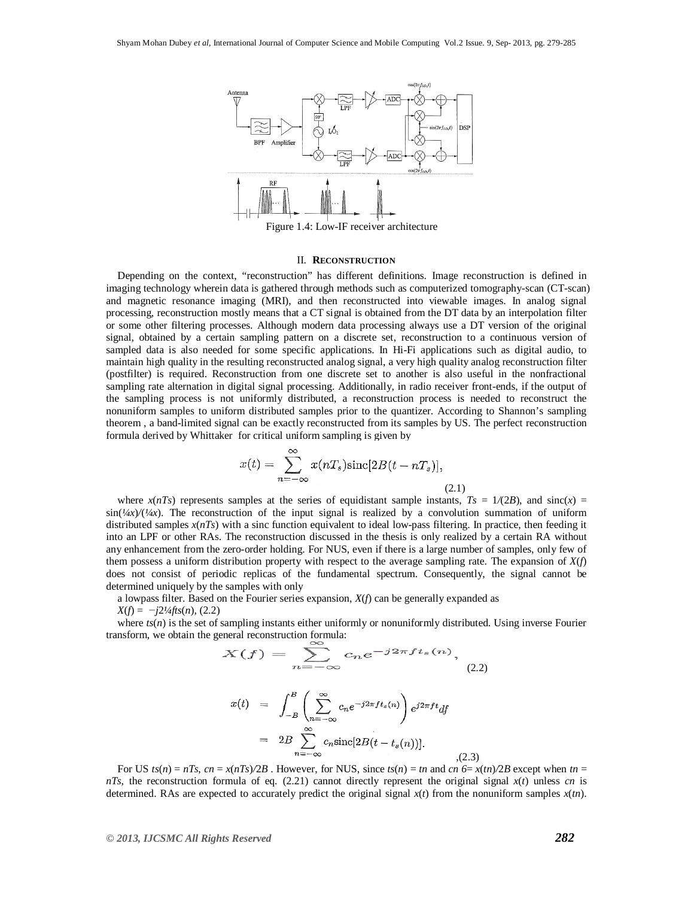Figure 1.4: Low-IF receiver architecture

## II. RECONSTRUCTION

Depending on the context, "reconstruction" has different definitions. Image reconstruction is defined in imaging technology wherein data is gathered through methods such as computerized tomography-scan (CT-scan) and magnetic resonance imaging (MRI), and then reconstructed into viewable images. In analog signal processing, reconstruction mostly means that a CT signal is obtained from the DT data by an interpolation filter or some other filtering processes. Although modern data processing always use a DT version of the original signal, obtained by a certain sampling pattern on a discrete set, reconstruction to a continuous version of sampled data is also needed for some specific applications. In Hi-Fi applications such as digital audio, to maintain high quality in the resulting reconstructed analog signal, a very high quality analog reconstruction filter (postfilter) is required. Reconstruction from one discrete set to another is also useful in the nonfractional sampling rate alternation in digital signal processing. Additionally, in radio receiver front-ends, if the output of the sampling process is not uniformly distributed, a reconstruction process is needed to reconstruct the nonuniform samples to uniform distributed samples prior to the quantizer. According to Shannon's sampling theorem , a band-limited signal can be exactly reconstructed from its samples by US. The perfect reconstruction formula derived by Whittaker for critical uniform sampling is given by

$$x(t) = \sum_{n=-\infty}^{\infty} x(nT_s)\text{sinc}[2B(t - nT_s)], \quad (2.1)$$

where $x(nTs)$ represents samples at the series of equidistant sample instants, $Ts = 1/(2B)$, and $\text{sinc}(x) = \sin(¼x)/(¼x)$. The reconstruction of the input signal is realized by a convolution summation of uniform distributed samples $x(nTs)$ with a sinc function equivalent to ideal low-pass filtering. In practice, then feeding it into an LPF or other RAs. The reconstruction discussed in the thesis is only realized by a certain RA without any enhancement from the zero-order holding. For NUS, even if there is a large number of samples, only few of them possess a uniform distribution property with respect to the average sampling rate. The expansion of $X(f)$ does not consist of periodic replicas of the fundamental spectrum. Consequently, the signal cannot be determined uniquely by the samples with only

a lowpass filter. Based on the Fourier series expansion, $X(f)$ can be generally expanded as

$X(f) = -j2¼fts(n)$, (2.2)

where $ts(n)$ is the set of sampling instants either uniformly or nonuniformly distributed. Using inverse Fourier transform, we obtain the general reconstruction formula:

$$X(f) = \sum_{n=-\infty}^{\infty} c_n e^{-j2\pi f t_s(n)}, \quad (2.2)$$

$$\begin{aligned} x(t) &= \int_{-B}^{B} \left( \sum_{n=-\infty}^{\infty} c_n e^{-j2\pi f t_s(n)} \right) e^{j2\pi f t} df \\ &= 2B \sum_{n=-\infty}^{\infty} c_n \text{sinc}[2B(t - t_s(n))]. \end{aligned} \quad ,(2.3)$$

For US $ts(n) = nTs$, $cn = x(nTs)/2B$ . However, for NUS, since $ts(n) = tn$ and $cn \neq x(tn)/2B$ except when $tn = nTs$, the reconstruction formula of eq. (2.21) cannot directly represent the original signal $x(t)$ unless $cn$ is determined. RAs are expected to accurately predict the original signal $x(t)$ from the nonuniform samples $x(tn)$.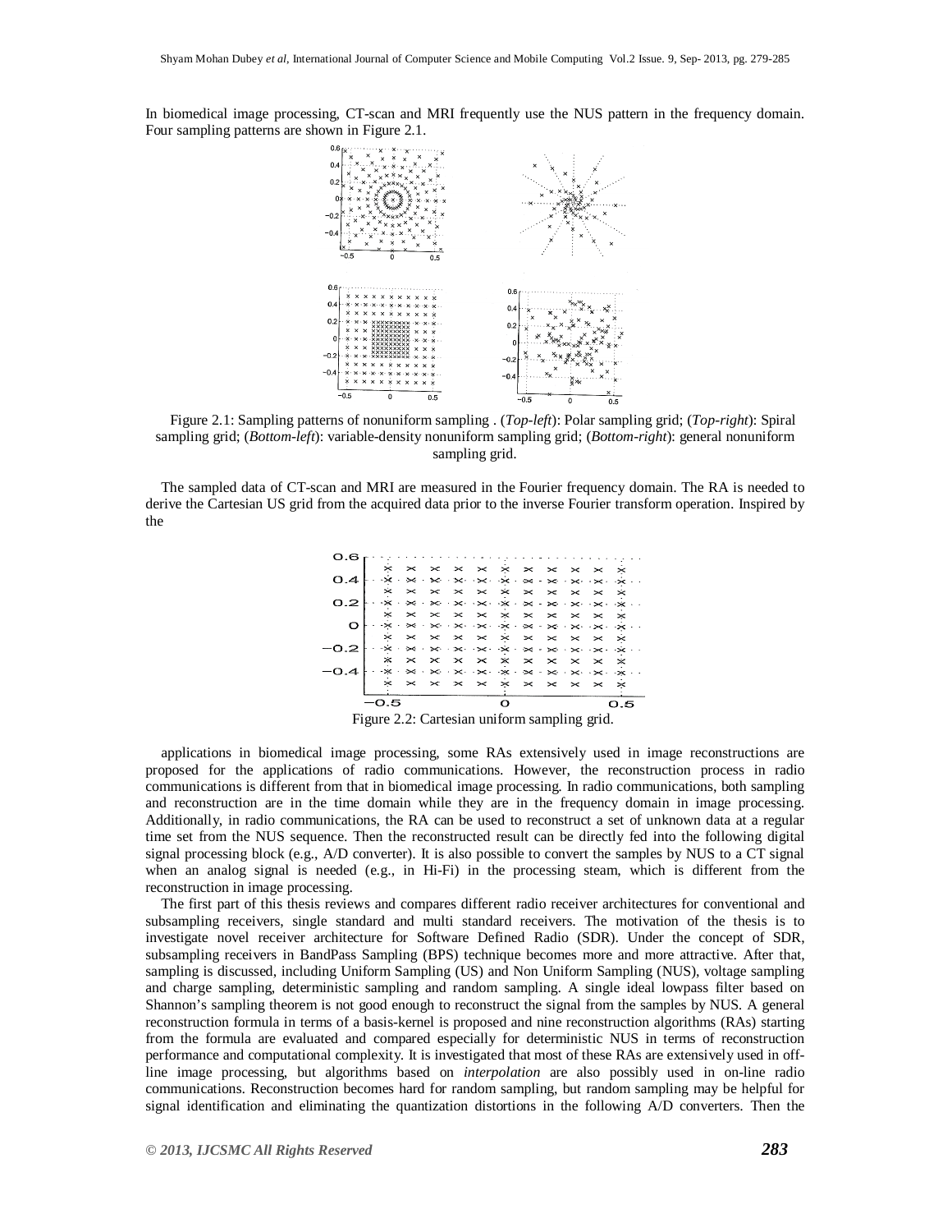In biomedical image processing, CT-scan and MRI frequently use the NUS pattern in the frequency domain. Four sampling patterns are shown in Figure 2.1.

Figure 2.1: Sampling patterns of nonuniform sampling . (*Top-left*): Polar sampling grid; (*Top-right*): Spiral sampling grid; (*Bottom-left*): variable-density nonuniform sampling grid; (*Bottom-right*): general nonuniform sampling grid.

The sampled data of CT-scan and MRI are measured in the Fourier frequency domain. The RA is needed to derive the Cartesian US grid from the acquired data prior to the inverse Fourier transform operation. Inspired by the

Figure 2.2: Cartesian uniform sampling grid.

applications in biomedical image processing, some RAs extensively used in image reconstructions are proposed for the applications of radio communications. However, the reconstruction process in radio communications is different from that in biomedical image processing. In radio communications, both sampling and reconstruction are in the time domain while they are in the frequency domain in image processing. Additionally, in radio communications, the RA can be used to reconstruct a set of unknown data at a regular time set from the NUS sequence. Then the reconstructed result can be directly fed into the following digital signal processing block (e.g., A/D converter). It is also possible to convert the samples by NUS to a CT signal when an analog signal is needed (e.g., in Hi-Fi) in the processing steam, which is different from the reconstruction in image processing.

The first part of this thesis reviews and compares different radio receiver architectures for conventional and subsampling receivers, single standard and multi standard receivers. The motivation of the thesis is to investigate novel receiver architecture for Software Defined Radio (SDR). Under the concept of SDR, subsampling receivers in BandPass Sampling (BPS) technique becomes more and more attractive. After that, sampling is discussed, including Uniform Sampling (US) and Non Uniform Sampling (NUS), voltage sampling and charge sampling, deterministic sampling and random sampling. A single ideal lowpass filter based on Shannon's sampling theorem is not good enough to reconstruct the signal from the samples by NUS. A general reconstruction formula in terms of a basis-kernel is proposed and nine reconstruction algorithms (RAs) starting from the formula are evaluated and compared especially for deterministic NUS in terms of reconstruction performance and computational complexity. It is investigated that most of these RAs are extensively used in off-line image processing, but algorithms based on *interpolation* are also possibly used in on-line radio communications. Reconstruction becomes hard for random sampling, but random sampling may be helpful for signal identification and eliminating the quantization distortions in the following A/D converters. Then the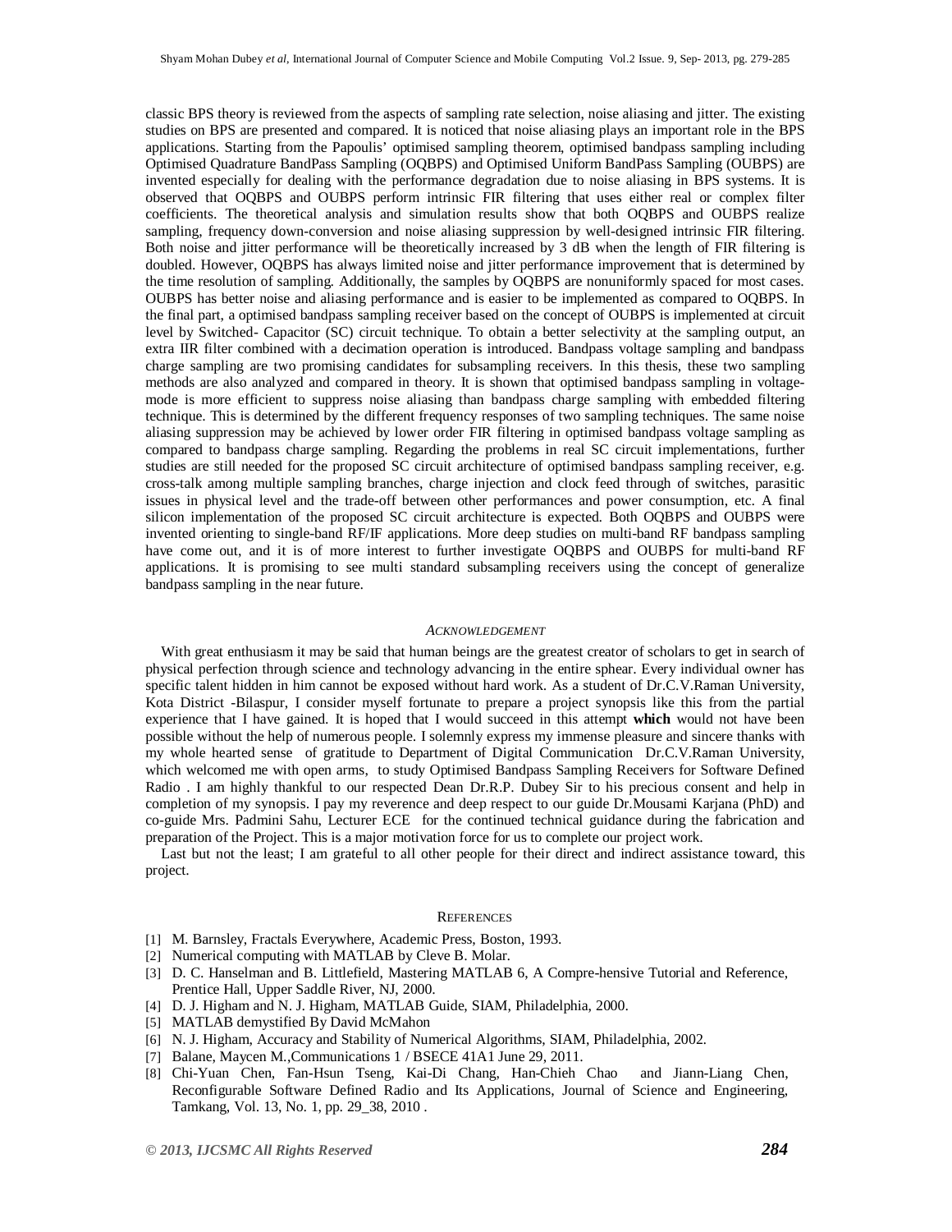classic BPS theory is reviewed from the aspects of sampling rate selection, noise aliasing and jitter. The existing studies on BPS are presented and compared. It is noticed that noise aliasing plays an important role in the BPS applications. Starting from the Papoulis' optimised sampling theorem, optimised bandpass sampling including Optimised Quadrature BandPass Sampling (OQBPS) and Optimised Uniform BandPass Sampling (OUBPS) are invented especially for dealing with the performance degradation due to noise aliasing in BPS systems. It is observed that OQBPS and OUBPS perform intrinsic FIR filtering that uses either real or complex filter coefficients. The theoretical analysis and simulation results show that both OQBPS and OUBPS realize sampling, frequency down-conversion and noise aliasing suppression by well-designed intrinsic FIR filtering. Both noise and jitter performance will be theoretically increased by 3 dB when the length of FIR filtering is doubled. However, OQBPS has always limited noise and jitter performance improvement that is determined by the time resolution of sampling. Additionally, the samples by OQBPS are nonuniformly spaced for most cases. OUBPS has better noise and aliasing performance and is easier to be implemented as compared to OQBPS. In the final part, a optimised bandpass sampling receiver based on the concept of OUBPS is implemented at circuit level by Switched- Capacitor (SC) circuit technique. To obtain a better selectivity at the sampling output, an extra IIR filter combined with a decimation operation is introduced. Bandpass voltage sampling and bandpass charge sampling are two promising candidates for subsampling receivers. In this thesis, these two sampling methods are also analyzed and compared in theory. It is shown that optimised bandpass sampling in voltage-mode is more efficient to suppress noise aliasing than bandpass charge sampling with embedded filtering technique. This is determined by the different frequency responses of two sampling techniques. The same noise aliasing suppression may be achieved by lower order FIR filtering in optimised bandpass voltage sampling as compared to bandpass charge sampling. Regarding the problems in real SC circuit implementations, further studies are still needed for the proposed SC circuit architecture of optimised bandpass sampling receiver, e.g. cross-talk among multiple sampling branches, charge injection and clock feed through of switches, parasitic issues in physical level and the trade-off between other performances and power consumption, etc. A final silicon implementation of the proposed SC circuit architecture is expected. Both OQBPS and OUBPS were invented orienting to single-band RF/IF applications. More deep studies on multi-band RF bandpass sampling have come out, and it is of more interest to further investigate OQBPS and OUBPS for multi-band RF applications. It is promising to see multi standard subsampling receivers using the concept of generalize bandpass sampling in the near future.

## *Acknowledgement*

With great enthusiasm it may be said that human beings are the greatest creator of scholars to get in search of physical perfection through science and technology advancing in the entire sphear. Every individual owner has specific talent hidden in him cannot be exposed without hard work. As a student of Dr.C.V.Raman University, Kota District -Bilaspur, I consider myself fortunate to prepare a project synopsis like this from the partial experience that I have gained. It is hoped that I would succeed in this attempt **which** would not have been possible without the help of numerous people. I solemnly express my immense pleasure and sincere thanks with my whole hearted sense of gratitude to Department of Digital Communication Dr.C.V.Raman University, which welcomed me with open arms, to study Optimised Bandpass Sampling Receivers for Software Defined Radio . I am highly thankful to our respected Dean Dr.R.P. Dubey Sir to his precious consent and help in completion of my synopsis. I pay my reverence and deep respect to our guide Dr.Mousami Karjana (PhD) and co-guide Mrs. Padmini Sahu, Lecturer ECE for the continued technical guidance during the fabrication and preparation of the Project. This is a major motivation force for us to complete our project work.

Last but not the least; I am grateful to all other people for their direct and indirect assistance toward, this project.

## References

[1] M. Barnsley, Fractals Everywhere, Academic Press, Boston, 1993.
[2] Numerical computing with MATLAB by Cleve B. Molar.
[3] D. C. Hanselman and B. Littlefield, Mastering MATLAB 6, A Compre-hensive Tutorial and Reference, Prentice Hall, Upper Saddle River, NJ, 2000.
[4] D. J. Higham and N. J. Higham, MATLAB Guide, SIAM, Philadelphia, 2000.
[5] MATLAB demystified By David McMahon
[6] N. J. Higham, Accuracy and Stability of Numerical Algorithms, SIAM, Philadelphia, 2002.
[7] Balane, Maycen M.,Communications 1 / BSECE 41A1 June 29, 2011.
[8] Chi-Yuan Chen, Fan-Hsun Tseng, Kai-Di Chang, Han-Chieh Chao and Jiann-Liang Chen, Reconfigurable Software Defined Radio and Its Applications, Journal of Science and Engineering, Tamkang, Vol. 13, No. 1, pp. 29_38, 2010 .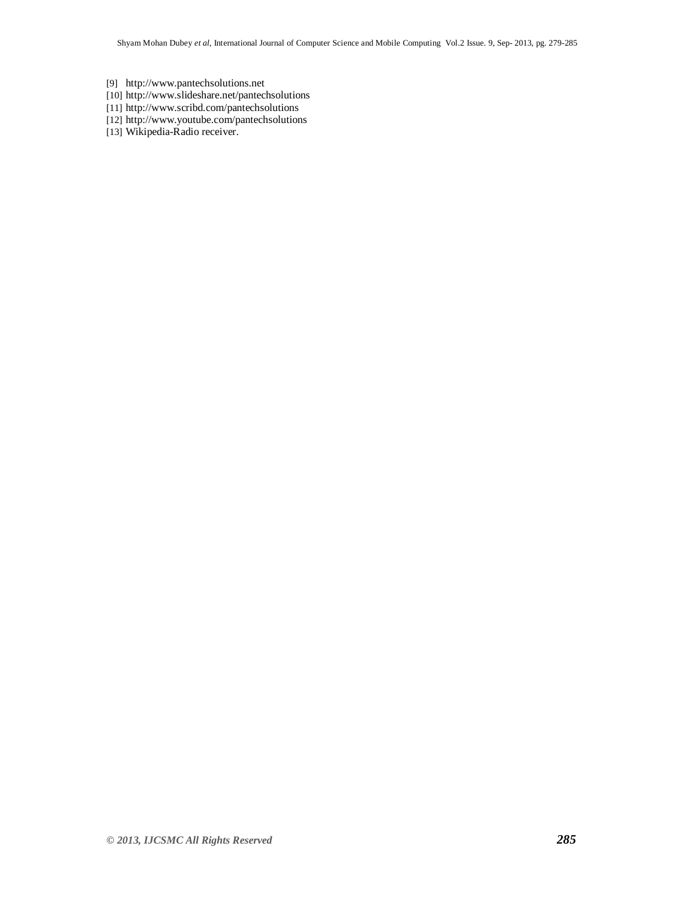[9] http://www.pantechsolutions.net
[10] http://www.slideshare.net/pantechsolutions
[11] http://www.scribd.com/pantechsolutions
[12] http://www.youtube.com/pantechsolutions
[13] Wikipedia-Radio receiver.